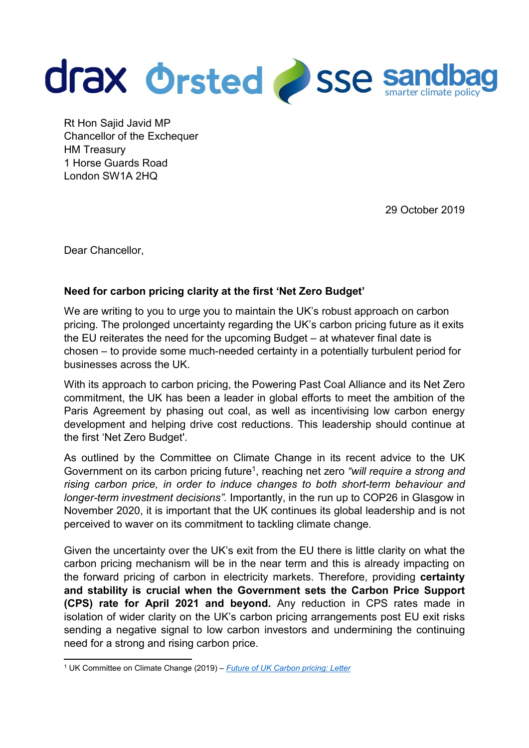Rt Hon Sajid Javid MP
Chancellor of the Exchequer
HM Treasury
1 Horse Guards Road
London SW1A 2HQ

29 October 2019

Dear Chancellor,

**Need for carbon pricing clarity at the first 'Net Zero Budget'**

We are writing to you to urge you to maintain the UK's robust approach on carbon pricing. The prolonged uncertainty regarding the UK's carbon pricing future as it exits the EU reiterates the need for the upcoming Budget – at whatever final date is chosen – to provide some much-needed certainty in a potentially turbulent period for businesses across the UK.

With its approach to carbon pricing, the Powering Past Coal Alliance and its Net Zero commitment, the UK has been a leader in global efforts to meet the ambition of the Paris Agreement by phasing out coal, as well as incentivising low carbon energy development and helping drive cost reductions. This leadership should continue at the first 'Net Zero Budget'.

As outlined by the Committee on Climate Change in its recent advice to the UK Government on its carbon pricing future[1], reaching net zero *"will require a strong and rising carbon price, in order to induce changes to both short-term behaviour and longer-term investment decisions"*. Importantly, in the run up to COP26 in Glasgow in November 2020, it is important that the UK continues its global leadership and is not perceived to waver on its commitment to tackling climate change.

Given the uncertainty over the UK's exit from the EU there is little clarity on what the carbon pricing mechanism will be in the near term and this is already impacting on the forward pricing of carbon in electricity markets. Therefore, providing **certainty and stability is crucial when the Government sets the Carbon Price Support (CPS) rate for April 2021 and beyond.** Any reduction in CPS rates made in isolation of wider clarity on the UK's carbon pricing arrangements post EU exit risks sending a negative signal to low carbon investors and undermining the continuing need for a strong and rising carbon price.

[1] UK Committee on Climate Change (2019) – *Future of UK Carbon pricing: Letter*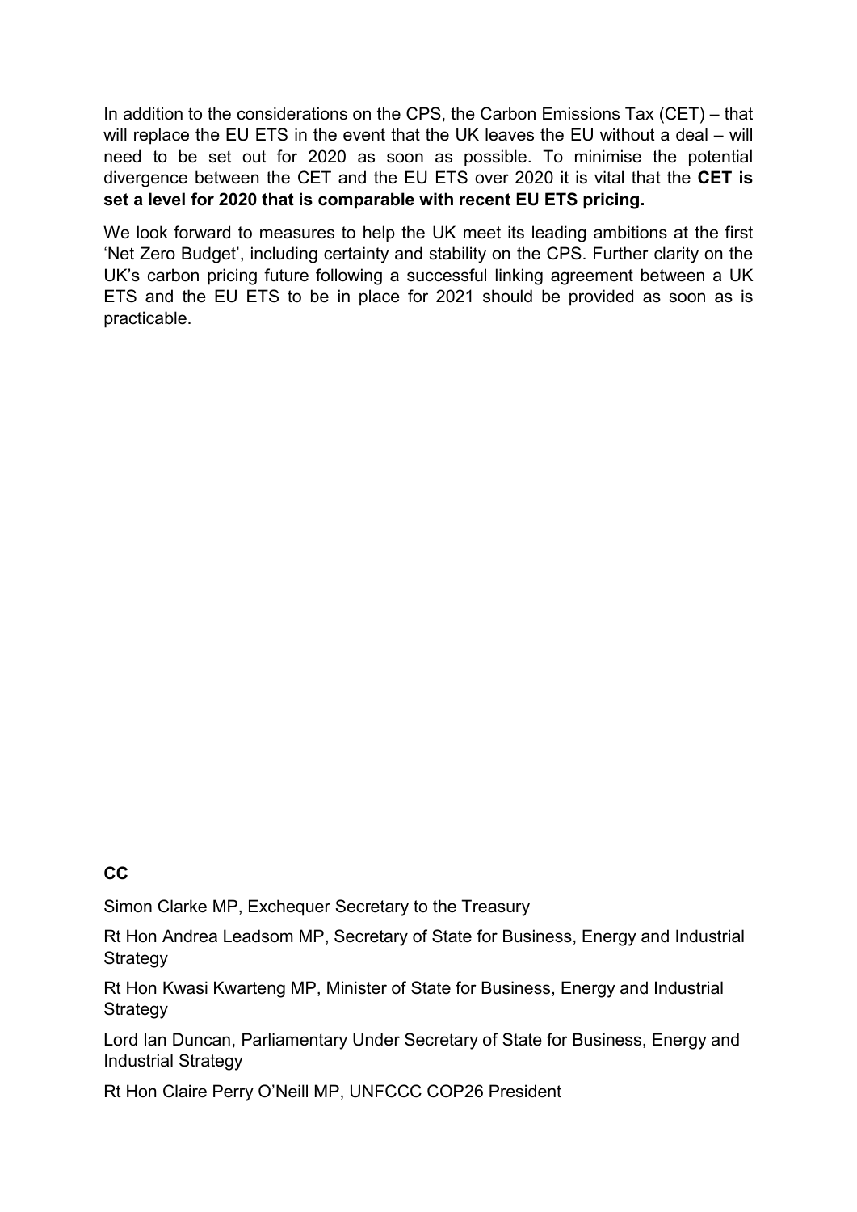In addition to the considerations on the CPS, the Carbon Emissions Tax (CET) – that will replace the EU ETS in the event that the UK leaves the EU without a deal – will need to be set out for 2020 as soon as possible. To minimise the potential divergence between the CET and the EU ETS over 2020 it is vital that the **CET is set a level for 2020 that is comparable with recent EU ETS pricing.**

We look forward to measures to help the UK meet its leading ambitions at the first 'Net Zero Budget', including certainty and stability on the CPS. Further clarity on the UK's carbon pricing future following a successful linking agreement between a UK ETS and the EU ETS to be in place for 2021 should be provided as soon as is practicable.

**CC**

Simon Clarke MP, Exchequer Secretary to the Treasury

Rt Hon Andrea Leadsom MP, Secretary of State for Business, Energy and Industrial Strategy

Rt Hon Kwasi Kwarteng MP, Minister of State for Business, Energy and Industrial Strategy

Lord Ian Duncan, Parliamentary Under Secretary of State for Business, Energy and Industrial Strategy

Rt Hon Claire Perry O'Neill MP, UNFCCC COP26 President